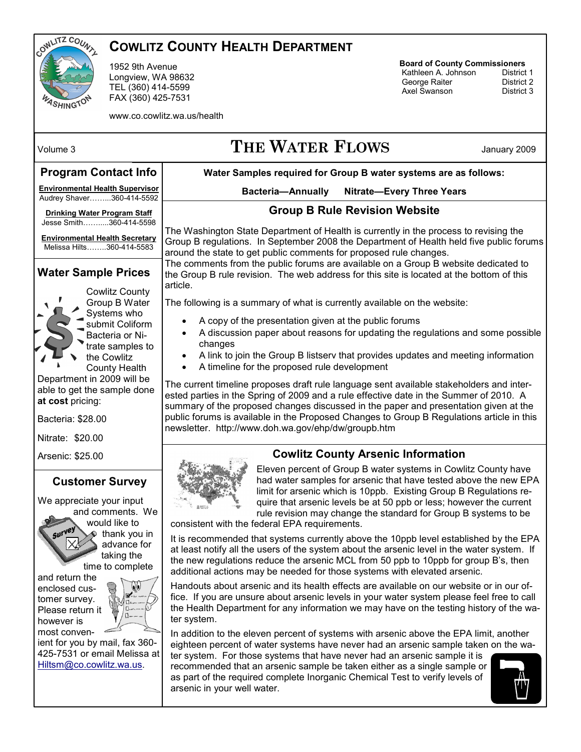# Cowlitz County Health Department

1952 9th Avenue
Longview, WA 98632
TEL (360) 414-5599
FAX (360) 425-7531

www.co.cowlitz.wa.us/health

**Board of County Commissioners**

| | |
|---|---|
| Kathleen A. Johnson | District 1 |
| George Raiter | District 2 |
| Axel Swanson | District 3 |

Volume 3

# The Water Flows

January 2009

## Program Contact Info

**Environmental Health Supervisor**
Audrey Shaver……...360-414-5592

**Drinking Water Program Staff**
Jesse Smith……......360-414-5598

**Environmental Health Secretary**
Melissa Hilts……..360-414-5583

## Water Sample Prices

Cowlitz County Group B Water Systems who submit Coliform Bacteria or Nitrate samples to the Cowlitz County Health Department in 2009 will be able to get the sample done **at cost** pricing:

Bacteria: $28.00

Nitrate: $20.00

Arsenic: $25.00

## Customer Survey

We appreciate your input and comments. We would like to thank you in advance for taking the time to complete and return the enclosed customer survey. Please return it however is most convenient for you by mail, fax 360-425-7531 or email Melissa at Hiltsm@co.cowlitz.wa.us.

**Water Samples required for Group B water systems are as follows:**

**Bacteria—Annually    Nitrate—Every Three Years**

## Group B Rule Revision Website

The Washington State Department of Health is currently in the process to revising the Group B regulations. In September 2008 the Department of Health held five public forums around the state to get public comments for proposed rule changes.
The comments from the public forums are available on a Group B website dedicated to the Group B rule revision. The web address for this site is located at the bottom of this article.

The following is a summary of what is currently available on the website:

- A copy of the presentation given at the public forums
- A discussion paper about reasons for updating the regulations and some possible changes
- A link to join the Group B listserv that provides updates and meeting information
- A timeline for the proposed rule development

The current timeline proposes draft rule language sent available stakeholders and interested parties in the Spring of 2009 and a rule effective date in the Summer of 2010. A summary of the proposed changes discussed in the paper and presentation given at the public forums is available in the Proposed Changes to Group B Regulations article in this newsletter. http://www.doh.wa.gov/ehp/dw/groupb.htm

## Cowlitz County Arsenic Information

Eleven percent of Group B water systems in Cowlitz County have had water samples for arsenic that have tested above the new EPA limit for arsenic which is 10ppb. Existing Group B Regulations require that arsenic levels be at 50 ppb or less; however the current rule revision may change the standard for Group B systems to be consistent with the federal EPA requirements.

It is recommended that systems currently above the 10ppb level established by the EPA at least notify all the users of the system about the arsenic level in the water system. If the new regulations reduce the arsenic MCL from 50 ppb to 10ppb for group B's, then additional actions may be needed for those systems with elevated arsenic.

Handouts about arsenic and its health effects are available on our website or in our office. If you are unsure about arsenic levels in your water system please feel free to call the Health Department for any information we may have on the testing history of the water system.

In addition to the eleven percent of systems with arsenic above the EPA limit, another eighteen percent of water systems have never had an arsenic sample taken on the water system. For those systems that have never had an arsenic sample it is recommended that an arsenic sample be taken either as a single sample or as part of the required complete Inorganic Chemical Test to verify levels of arsenic in your well water.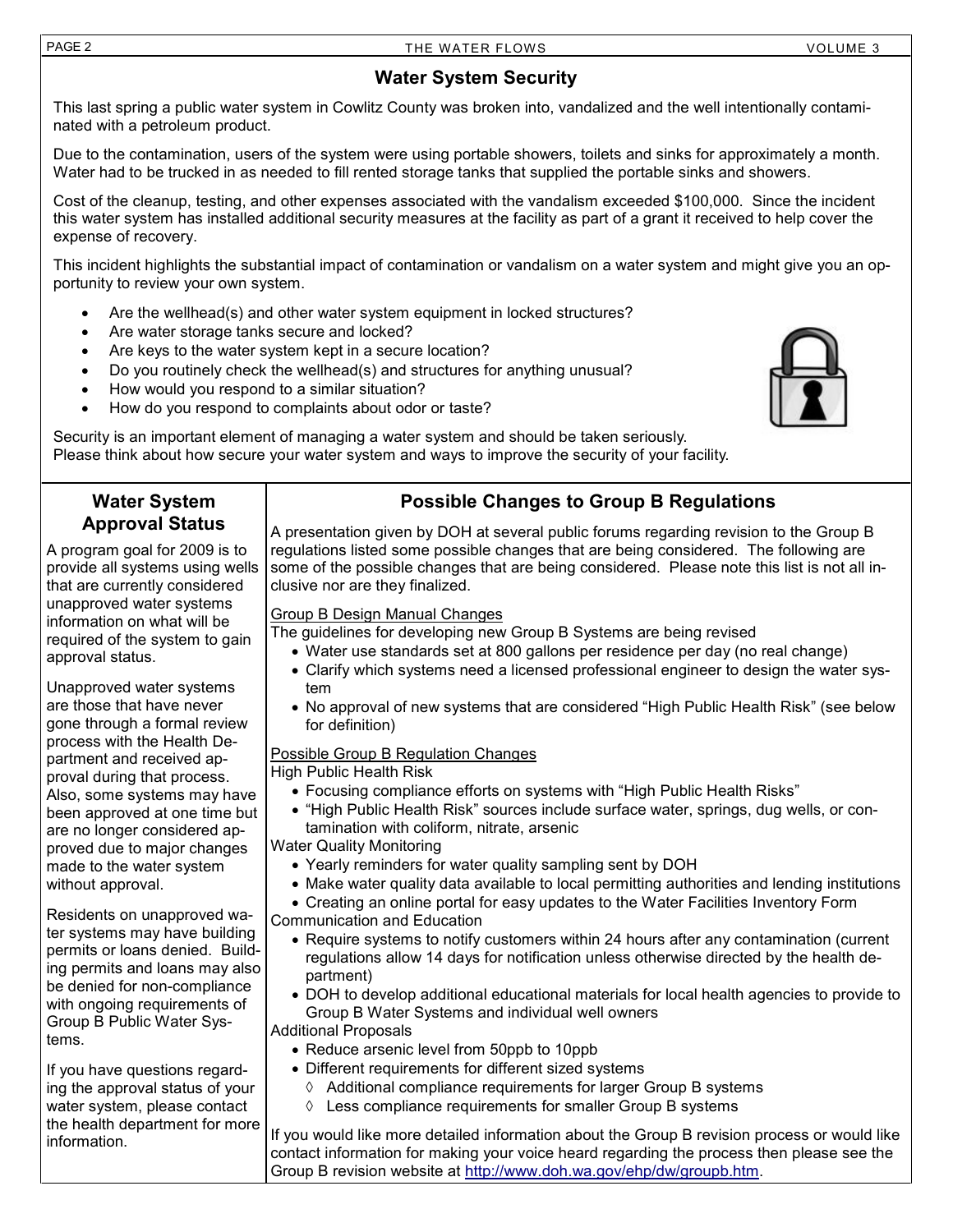## Water System Security

This last spring a public water system in Cowlitz County was broken into, vandalized and the well intentionally contaminated with a petroleum product.

Due to the contamination, users of the system were using portable showers, toilets and sinks for approximately a month. Water had to be trucked in as needed to fill rented storage tanks that supplied the portable sinks and showers.

Cost of the cleanup, testing, and other expenses associated with the vandalism exceeded $100,000. Since the incident this water system has installed additional security measures at the facility as part of a grant it received to help cover the expense of recovery.

This incident highlights the substantial impact of contamination or vandalism on a water system and might give you an opportunity to review your own system.

- Are the wellhead(s) and other water system equipment in locked structures?
- Are water storage tanks secure and locked?
- Are keys to the water system kept in a secure location?
- Do you routinely check the wellhead(s) and structures for anything unusual?
- How would you respond to a similar situation?
- How do you respond to complaints about odor or taste?

Security is an important element of managing a water system and should be taken seriously.
Please think about how secure your water system and ways to improve the security of your facility.

## Water System Approval Status

A program goal for 2009 is to provide all systems using wells that are currently considered unapproved water systems information on what will be required of the system to gain approval status.

Unapproved water systems are those that have never gone through a formal review process with the Health Department and received approval during that process. Also, some systems may have been approved at one time but are no longer considered approved due to major changes made to the water system without approval.

Residents on unapproved water systems may have building permits or loans denied. Building permits and loans may also be denied for non-compliance with ongoing requirements of Group B Public Water Systems.

If you have questions regarding the approval status of your water system, please contact the health department for more information.

## Possible Changes to Group B Regulations

A presentation given by DOH at several public forums regarding revision to the Group B regulations listed some possible changes that are being considered. The following are some of the possible changes that are being considered. Please note this list is not all inclusive nor are they finalized.

Group B Design Manual Changes

The guidelines for developing new Group B Systems are being revised

- Water use standards set at 800 gallons per residence per day (no real change)
- Clarify which systems need a licensed professional engineer to design the water system
- No approval of new systems that are considered "High Public Health Risk" (see below for definition)

Possible Group B Regulation Changes

High Public Health Risk

- Focusing compliance efforts on systems with "High Public Health Risks"
- "High Public Health Risk" sources include surface water, springs, dug wells, or contamination with coliform, nitrate, arsenic

Water Quality Monitoring

- Yearly reminders for water quality sampling sent by DOH
- Make water quality data available to local permitting authorities and lending institutions
- Creating an online portal for easy updates to the Water Facilities Inventory Form

Communication and Education

- Require systems to notify customers within 24 hours after any contamination (current regulations allow 14 days for notification unless otherwise directed by the health department)
- DOH to develop additional educational materials for local health agencies to provide to Group B Water Systems and individual well owners

Additional Proposals

- Reduce arsenic level from 50ppb to 10ppb
- Different requirements for different sized systems
  - ◊ Additional compliance requirements for larger Group B systems
  - ◊ Less compliance requirements for smaller Group B systems

If you would like more detailed information about the Group B revision process or would like contact information for making your voice heard regarding the process then please see the Group B revision website at http://www.doh.wa.gov/ehp/dw/groupb.htm.